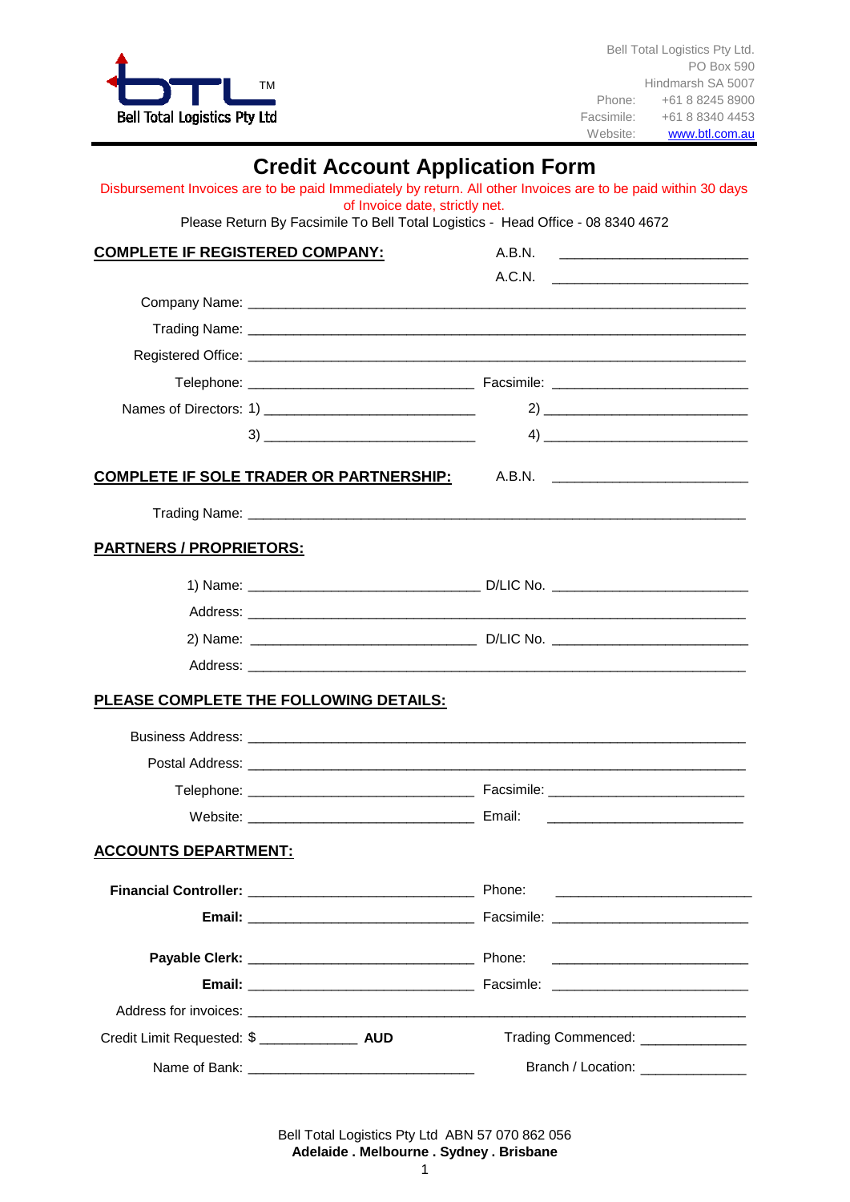Bell Total Logistics Pty Ltd

Bell Total Logistics Pty Ltd.
PO Box 590
Hindmarsh SA 5007
Phone: +61 8 8245 8900
Facsimile: +61 8 8340 4453
Website: www.btl.com.au

# Credit Account Application Form

Disbursement Invoices are to be paid Immediately by return. All other Invoices are to be paid within 30 days of Invoice date, strictly net.

Please Return By Facsimile To Bell Total Logistics - Head Office - 08 8340 4672

## COMPLETE IF REGISTERED COMPANY:

A.B.N. ________________________

A.C.N. ________________________

Company Name: ____________________________________________________________

Trading Name: ____________________________________________________________

Registered Office: ____________________________________________________________

Telephone: ____________________________ Facsimile: ________________________

Names of Directors: 1) ____________________________ 2) ____________________________

3) ____________________________ 4) ____________________________

## COMPLETE IF SOLE TRADER OR PARTNERSHIP:

A.B.N. ________________________

Trading Name: ____________________________________________________________

## PARTNERS / PROPRIETORS:

1) Name: ____________________________ D/LIC No. ________________________

Address: ____________________________________________________________

2) Name: ____________________________ D/LIC No. ________________________

Address: ____________________________________________________________

## PLEASE COMPLETE THE FOLLOWING DETAILS:

Business Address: ____________________________________________________________

Postal Address: ____________________________________________________________

Telephone: ____________________________ Facsimile: ________________________

Website: ____________________________ Email: ________________________

## ACCOUNTS DEPARTMENT:

**Financial Controller:** ____________________________ Phone: ________________________

**Email:** ____________________________ Facsimile: ________________________

**Payable Clerk:** ____________________________ Phone: ________________________

**Email:** ____________________________ Facsimile: ________________________

Address for invoices: ____________________________________________________________

Credit Limit Requested: $ ____________ **AUD** Trading Commenced: ____________

Name of Bank: ____________________________ Branch / Location: ____________

Bell Total Logistics Pty Ltd ABN 57 070 862 056

**Adelaide . Melbourne . Sydney . Brisbane**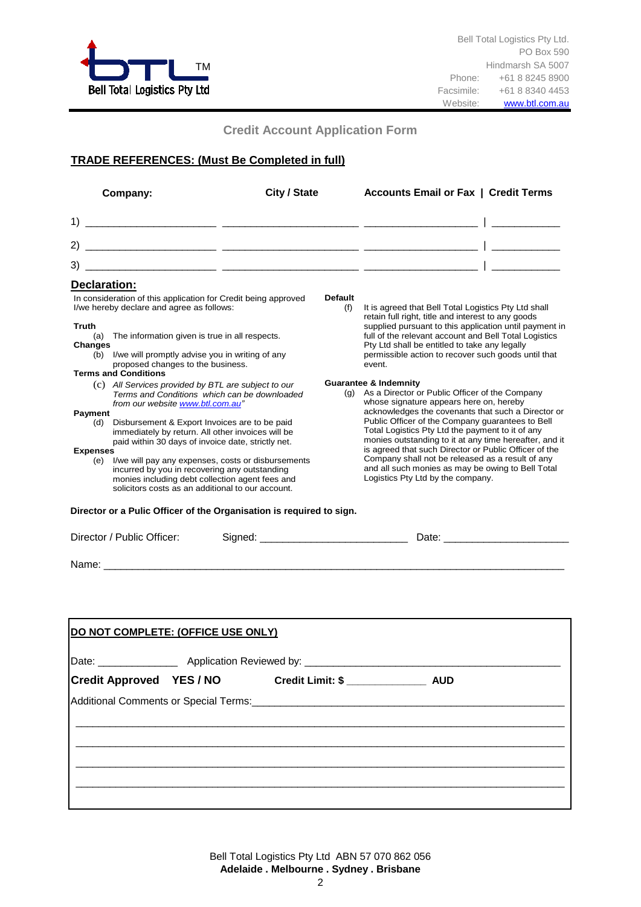Bell Total Logistics Pty Ltd

Bell Total Logistics Pty Ltd.
PO Box 590
Hindmarsh SA 5007
Phone: +61 8 8245 8900
Facsimile: +61 8 8340 4453
Website: www.btl.com.au

## Credit Account Application Form

### TRADE REFERENCES: (Must Be Completed in full)

| | Company: | City / State | Accounts Email or Fax | Credit Terms |
|---|---|---|---|---|
| 1) | ____________________ | ____________________ | ____________________ | ___________ |
| 2) | ____________________ | ____________________ | ____________________ | ___________ |
| 3) | ____________________ | ____________________ | ____________________ | ___________ |

### Declaration:

In consideration of this application for Credit being approved I/we hereby declare and agree as follows:

**Truth**

(a) The information given is true in all respects.

**Changes**

(b) I/we will promptly advise you in writing of any proposed changes to the business.

**Terms and Conditions**

(c) *All Services provided by BTL are subject to our Terms and Conditions which can be downloaded from our website www.btl.com.au"*

**Payment**

(d) Disbursement & Export Invoices are to be paid immediately by return. All other invoices will be paid within 30 days of invoice date, strictly net.

**Expenses**

(e) I/we will pay any expenses, costs or disbursements incurred by you in recovering any outstanding monies including debt collection agent fees and solicitors costs as an additional to our account.

**Default**

(f) It is agreed that Bell Total Logistics Pty Ltd shall retain full right, title and interest to any goods supplied pursuant to this application until payment in full of the relevant account and Bell Total Logistics Pty Ltd shall be entitled to take any legally permissible action to recover such goods until that event.

**Guarantee & Indemnity**

(g) As a Director or Public Officer of the Company whose signature appears here on, hereby acknowledges the covenants that such a Director or Public Officer of the Company guarantees to Bell Total Logistics Pty Ltd the payment to it of any monies outstanding to it at any time hereafter, and it is agreed that such Director or Public Officer of the Company shall not be released as a result of any and all such monies as may be owing to Bell Total Logistics Pty Ltd by the company.

**Director or a Pulic Officer of the Organisation is required to sign.**

Director / Public Officer: Signed: ________________________ Date: ____________________

Name: ______________________________________________________________________________

---

**DO NOT COMPLETE: (OFFICE USE ONLY)**

Date: ______________ Application Reviewed by: __________________________________________

**Credit Approved YES / NO** **Credit Limit: $ _____________ AUD**

Additional Comments or Special Terms:_______________________________________________________

______________________________________________________________________________

______________________________________________________________________________

______________________________________________________________________________

______________________________________________________________________________

Bell Total Logistics Pty Ltd ABN 57 070 862 056
**Adelaide . Melbourne . Sydney . Brisbane**